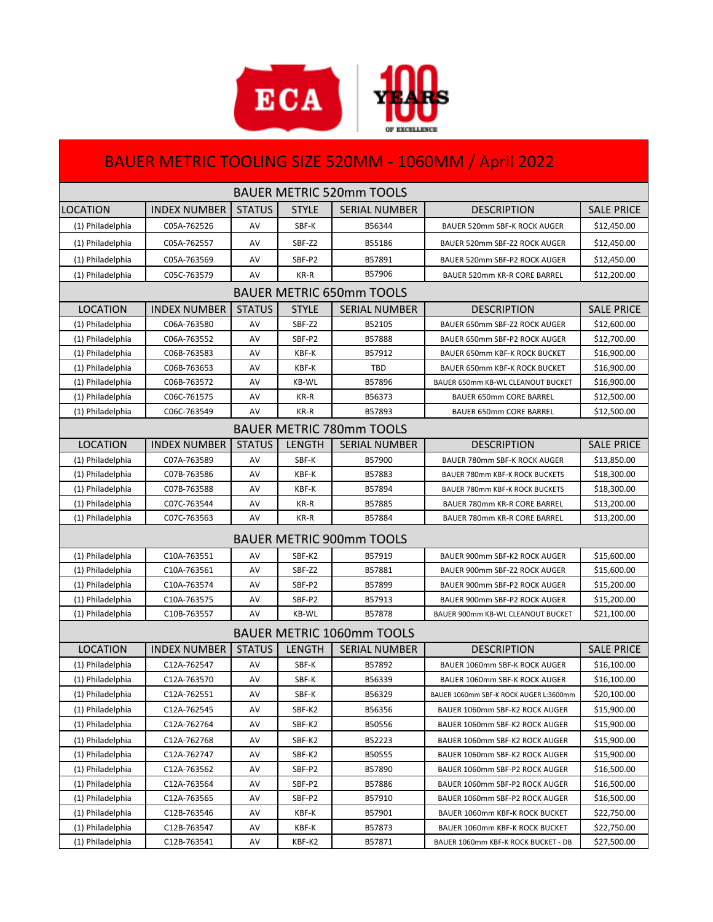# BAUER METRIC TOOLING SIZE 520MM - 1060MM / April 2022

## BAUER METRIC 520mm TOOLS

| LOCATION | INDEX NUMBER | STATUS | STYLE | SERIAL NUMBER | DESCRIPTION | SALE PRICE |
|---|---|---|---|---|---|---|
| (1) Philadelphia | C05A-762526 | AV | SBF-K | B56344 | BAUER 520mm SBF-K ROCK AUGER | $12,450.00 |
| (1) Philadelphia | C05A-762557 | AV | SBF-Z2 | B55186 | BAUER 520mm SBF-Z2 ROCK AUGER | $12,450.00 |
| (1) Philadelphia | C05A-763569 | AV | SBF-P2 | B57891 | BAUER 520mm SBF-P2 ROCK AUGER | $12,450.00 |
| (1) Philadelphia | C05C-763579 | AV | KR-R | B57906 | BAUER 520mm KR-R CORE BARREL | $12,200.00 |

## BAUER METRIC 650mm TOOLS

| LOCATION | INDEX NUMBER | STATUS | STYLE | SERIAL NUMBER | DESCRIPTION | SALE PRICE |
|---|---|---|---|---|---|---|
| (1) Philadelphia | C06A-763580 | AV | SBF-Z2 | B52105 | BAUER 650mm SBF-Z2 ROCK AUGER | $12,600.00 |
| (1) Philadelphia | C06A-763552 | AV | SBF-P2 | B57888 | BAUER 650mm SBF-P2 ROCK AUGER | $12,700.00 |
| (1) Philadelphia | C06B-763583 | AV | KBF-K | B57912 | BAUER 650mm KBF-K ROCK BUCKET | $16,900.00 |
| (1) Philadelphia | C06B-763653 | AV | KBF-K | TBD | BAUER 650mm KBF-K ROCK BUCKET | $16,900.00 |
| (1) Philadelphia | C06B-763572 | AV | KB-WL | B57896 | BAUER 650mm KB-WL CLEANOUT BUCKET | $16,900.00 |
| (1) Philadelphia | C06C-761575 | AV | KR-R | B56373 | BAUER 650mm CORE BARREL | $12,500.00 |
| (1) Philadelphia | C06C-763549 | AV | KR-R | B57893 | BAUER 650mm CORE BARREL | $12,500.00 |

## BAUER METRIC 780mm TOOLS

| LOCATION | INDEX NUMBER | STATUS | LENGTH | SERIAL NUMBER | DESCRIPTION | SALE PRICE |
|---|---|---|---|---|---|---|
| (1) Philadelphia | C07A-763589 | AV | SBF-K | B57900 | BAUER 780mm SBF-K ROCK AUGER | $13,850.00 |
| (1) Philadelphia | C07B-763586 | AV | KBF-K | B57883 | BAUER 780mm KBF-K ROCK BUCKETS | $18,300.00 |
| (1) Philadelphia | C07B-763588 | AV | KBF-K | B57894 | BAUER 780mm KBF-K ROCK BUCKETS | $18,300.00 |
| (1) Philadelphia | C07C-763544 | AV | KR-R | B57885 | BAUER 780mm KR-R CORE BARREL | $13,200.00 |
| (1) Philadelphia | C07C-763563 | AV | KR-R | B57884 | BAUER 780mm KR-R CORE BARREL | $13,200.00 |

## BAUER METRIC 900mm TOOLS

| LOCATION | INDEX NUMBER | STATUS | LENGTH | SERIAL NUMBER | DESCRIPTION | SALE PRICE |
|---|---|---|---|---|---|---|
| (1) Philadelphia | C10A-763551 | AV | SBF-K2 | B57919 | BAUER 900mm SBF-K2 ROCK AUGER | $15,600.00 |
| (1) Philadelphia | C10A-763561 | AV | SBF-Z2 | B57881 | BAUER 900mm SBF-Z2 ROCK AUGER | $15,600.00 |
| (1) Philadelphia | C10A-763574 | AV | SBF-P2 | B57899 | BAUER 900mm SBF-P2 ROCK AUGER | $15,200.00 |
| (1) Philadelphia | C10A-763575 | AV | SBF-P2 | B57913 | BAUER 900mm SBF-P2 ROCK AUGER | $15,200.00 |
| (1) Philadelphia | C10B-763557 | AV | KB-WL | B57878 | BAUER 900mm KB-WL CLEANOUT BUCKET | $21,100.00 |

## BAUER METRIC 1060mm TOOLS

| LOCATION | INDEX NUMBER | STATUS | LENGTH | SERIAL NUMBER | DESCRIPTION | SALE PRICE |
|---|---|---|---|---|---|---|
| (1) Philadelphia | C12A-762547 | AV | SBF-K | B57892 | BAUER 1060mm SBF-K ROCK AUGER | $16,100.00 |
| (1) Philadelphia | C12A-763570 | AV | SBF-K | B56339 | BAUER 1060mm SBF-K ROCK AUGER | $16,100.00 |
| (1) Philadelphia | C12A-762551 | AV | SBF-K | B56329 | BAUER 1060mm SBF-K ROCK AUGER L:3600mm | $20,100.00 |
| (1) Philadelphia | C12A-762545 | AV | SBF-K2 | B56356 | BAUER 1060mm SBF-K2 ROCK AUGER | $15,900.00 |
| (1) Philadelphia | C12A-762764 | AV | SBF-K2 | B50556 | BAUER 1060mm SBF-K2 ROCK AUGER | $15,900.00 |
| (1) Philadelphia | C12A-762768 | AV | SBF-K2 | B52223 | BAUER 1060mm SBF-K2 ROCK AUGER | $15,900.00 |
| (1) Philadelphia | C12A-762747 | AV | SBF-K2 | B50555 | BAUER 1060mm SBF-K2 ROCK AUGER | $15,900.00 |
| (1) Philadelphia | C12A-763562 | AV | SBF-P2 | B57890 | BAUER 1060mm SBF-P2 ROCK AUGER | $16,500.00 |
| (1) Philadelphia | C12A-763564 | AV | SBF-P2 | B57886 | BAUER 1060mm SBF-P2 ROCK AUGER | $16,500.00 |
| (1) Philadelphia | C12A-763565 | AV | SBF-P2 | B57910 | BAUER 1060mm SBF-P2 ROCK AUGER | $16,500.00 |
| (1) Philadelphia | C12B-763546 | AV | KBF-K | B57901 | BAUER 1060mm KBF-K ROCK BUCKET | $22,750.00 |
| (1) Philadelphia | C12B-763547 | AV | KBF-K | B57873 | BAUER 1060mm KBF-K ROCK BUCKET | $22,750.00 |
| (1) Philadelphia | C12B-763541 | AV | KBF-K2 | B57871 | BAUER 1060mm KBF-K ROCK BUCKET - DB | $27,500.00 |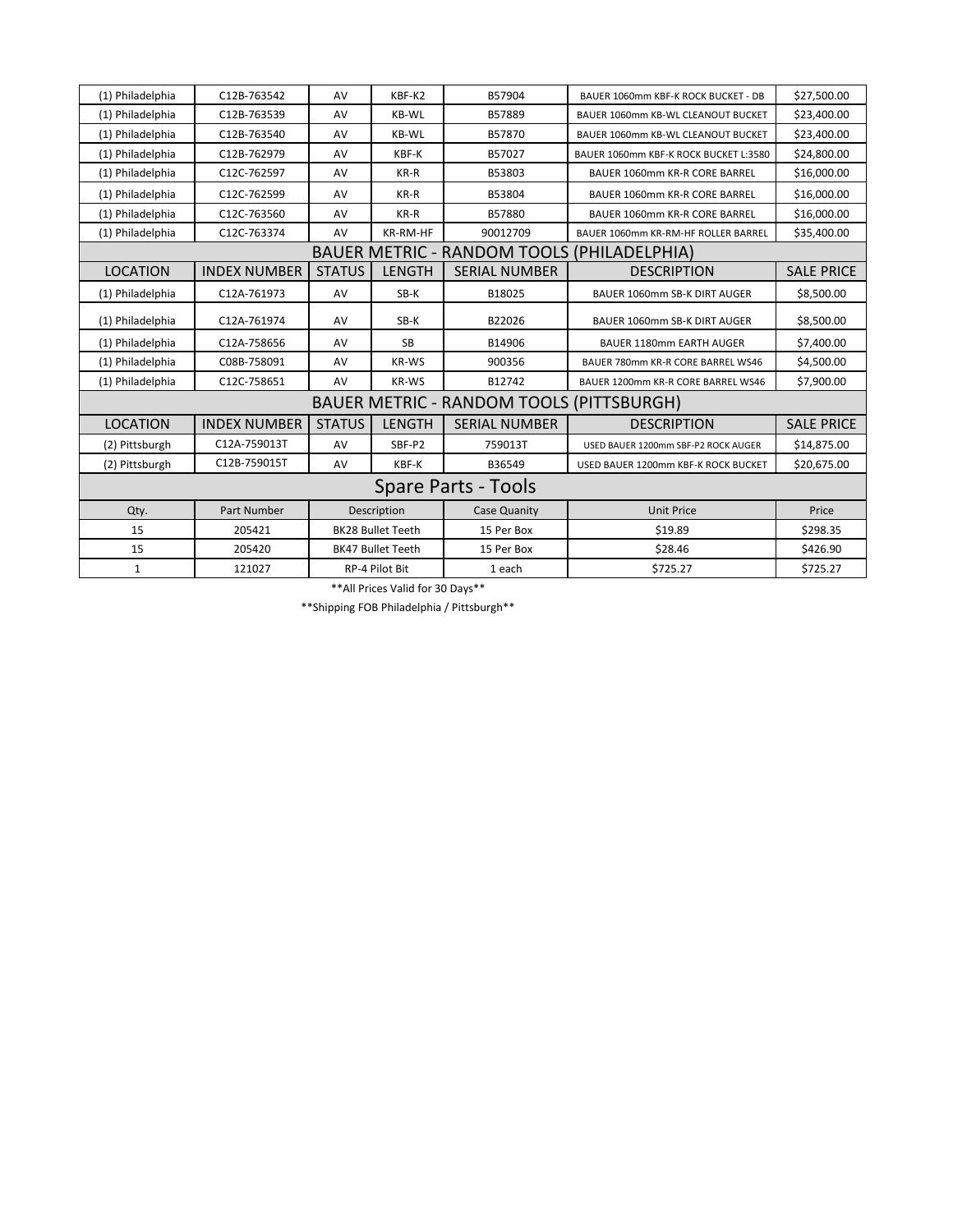| | | | | | | |
|---|---|---|---|---|---|---|
| (1) Philadelphia | C12B-763542 | AV | KBF-K2 | B57904 | BAUER 1060mm KBF-K ROCK BUCKET - DB | $27,500.00 |
| (1) Philadelphia | C12B-763539 | AV | KB-WL | B57889 | BAUER 1060mm KB-WL CLEANOUT BUCKET | $23,400.00 |
| (1) Philadelphia | C12B-763540 | AV | KB-WL | B57870 | BAUER 1060mm KB-WL CLEANOUT BUCKET | $23,400.00 |
| (1) Philadelphia | C12B-762979 | AV | KBF-K | B57027 | BAUER 1060mm KBF-K ROCK BUCKET L:3580 | $24,800.00 |
| (1) Philadelphia | C12C-762597 | AV | KR-R | B53803 | BAUER 1060mm KR-R CORE BARREL | $16,000.00 |
| (1) Philadelphia | C12C-762599 | AV | KR-R | B53804 | BAUER 1060mm KR-R CORE BARREL | $16,000.00 |
| (1) Philadelphia | C12C-763560 | AV | KR-R | B57880 | BAUER 1060mm KR-R CORE BARREL | $16,000.00 |
| (1) Philadelphia | C12C-763374 | AV | KR-RM-HF | 90012709 | BAUER 1060mm KR-RM-HF ROLLER BARREL | $35,400.00 |

## BAUER METRIC - RANDOM TOOLS (PHILADELPHIA)

| LOCATION | INDEX NUMBER | STATUS | LENGTH | SERIAL NUMBER | DESCRIPTION | SALE PRICE |
|---|---|---|---|---|---|---|
| (1) Philadelphia | C12A-761973 | AV | SB-K | B18025 | BAUER 1060mm SB-K DIRT AUGER | $8,500.00 |
| (1) Philadelphia | C12A-761974 | AV | SB-K | B22026 | BAUER 1060mm SB-K DIRT AUGER | $8,500.00 |
| (1) Philadelphia | C12A-758656 | AV | SB | B14906 | BAUER 1180mm EARTH AUGER | $7,400.00 |
| (1) Philadelphia | C08B-758091 | AV | KR-WS | 900356 | BAUER 780mm KR-R CORE BARREL WS46 | $4,500.00 |
| (1) Philadelphia | C12C-758651 | AV | KR-WS | B12742 | BAUER 1200mm KR-R CORE BARREL WS46 | $7,900.00 |

## BAUER METRIC - RANDOM TOOLS (PITTSBURGH)

| LOCATION | INDEX NUMBER | STATUS | LENGTH | SERIAL NUMBER | DESCRIPTION | SALE PRICE |
|---|---|---|---|---|---|---|
| (2) Pittsburgh | C12A-759013T | AV | SBF-P2 | 759013T | USED BAUER 1200mm SBF-P2 ROCK AUGER | $14,875.00 |
| (2) Pittsburgh | C12B-759015T | AV | KBF-K | B36549 | USED BAUER 1200mm KBF-K ROCK BUCKET | $20,675.00 |

## Spare Parts - Tools

| Qty. | Part Number | Description | Case Quanity | Unit Price | Price |
|---|---|---|---|---|---|
| 15 | 205421 | BK28 Bullet Teeth | 15 Per Box | $19.89 | $298.35 |
| 15 | 205420 | BK47 Bullet Teeth | 15 Per Box | $28.46 | $426.90 |
| 1 | 121027 | RP-4 Pilot Bit | 1 each | $725.27 | $725.27 |

**All Prices Valid for 30 Days**

**Shipping FOB Philadelphia / Pittsburgh**